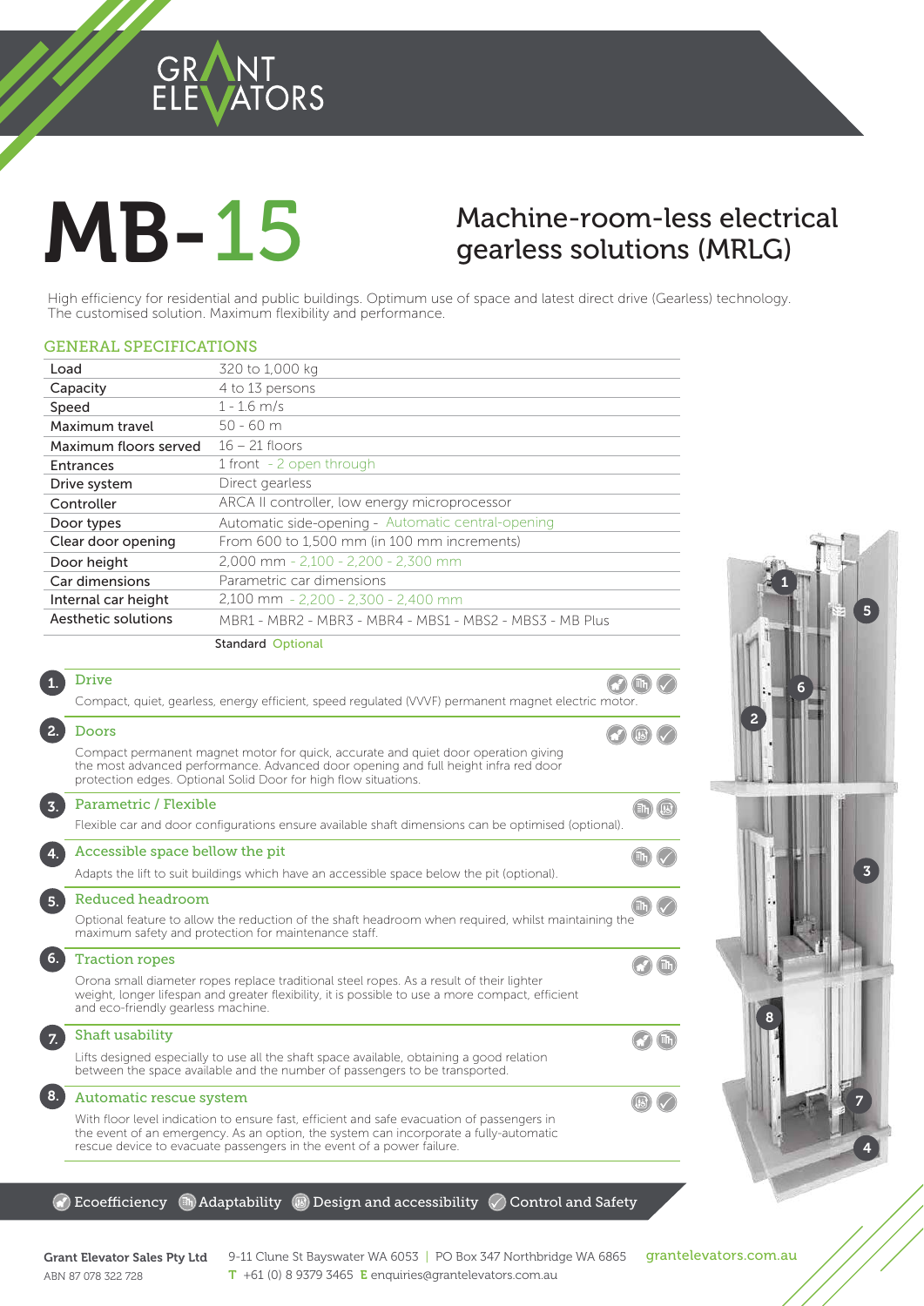GRANT ELEVATORS

# MB-15

## Machine-room-less electrical gearless solutions (MRLG)

High efficiency for residential and public buildings. Optimum use of space and latest direct drive (Gearless) technology. The customised solution. Maximum flexibility and performance.

### GENERAL SPECIFICATIONS

| | |
|---|---|
| Load | 320 to 1,000 kg |
| Capacity | 4 to 13 persons |
| Speed | 1 - 1.6 m/s |
| Maximum travel | 50 - 60 m |
| Maximum floors served | 16 – 21 floors |
| Entrances | 1 front - 2 open through |
| Drive system | Direct gearless |
| Controller | ARCA II controller, low energy microprocessor |
| Door types | Automatic side-opening - Automatic central-opening |
| Clear door opening | From 600 to 1,500 mm (in 100 mm increments) |
| Door height | 2,000 mm - 2,100 - 2,200 - 2,300 mm |
| Car dimensions | Parametric car dimensions |
| Internal car height | 2,100 mm - 2,200 - 2,300 - 2,400 mm |
| Aesthetic solutions | MBR1 - MBR2 - MBR3 - MBR4 - MBS1 - MBS2 - MBS3 - MB Plus |

Standard Optional

**1. Drive**

Compact, quiet, gearless, energy efficient, speed regulated (VVVF) permanent magnet electric motor.

**2. Doors**

Compact permanent magnet motor for quick, accurate and quiet door operation giving the most advanced performance. Advanced door opening and full height infra red door protection edges. Optional Solid Door for high flow situations.

**3. Parametric / Flexible**

Flexible car and door configurations ensure available shaft dimensions can be optimised (optional).

**4. Accessible space bellow the pit**

Adapts the lift to suit buildings which have an accessible space below the pit (optional).

**5. Reduced headroom**

Optional feature to allow the reduction of the shaft headroom when required, whilst maintaining the maximum safety and protection for maintenance staff.

**6. Traction ropes**

Orona small diameter ropes replace traditional steel ropes. As a result of their lighter weight, longer lifespan and greater flexibility, it is possible to use a more compact, efficient and eco-friendly gearless machine.

**7. Shaft usability**

Lifts designed especially to use all the shaft space available, obtaining a good relation between the space available and the number of passengers to be transported.

**8. Automatic rescue system**

With floor level indication to ensure fast, efficient and safe evacuation of passengers in the event of an emergency. As an option, the system can incorporate a fully-automatic rescue device to evacuate passengers in the event of a power failure.

Ecoefficiency | Adaptability | Design and accessibility | Control and Safety

**Grant Elevator Sales Pty Ltd**
ABN 87 078 322 728

9-11 Clune St Bayswater WA 6053 | PO Box 347 Northbridge WA 6865
T +61 (0) 8 9379 3465 E enquiries@grantelevators.com.au

grantelevators.com.au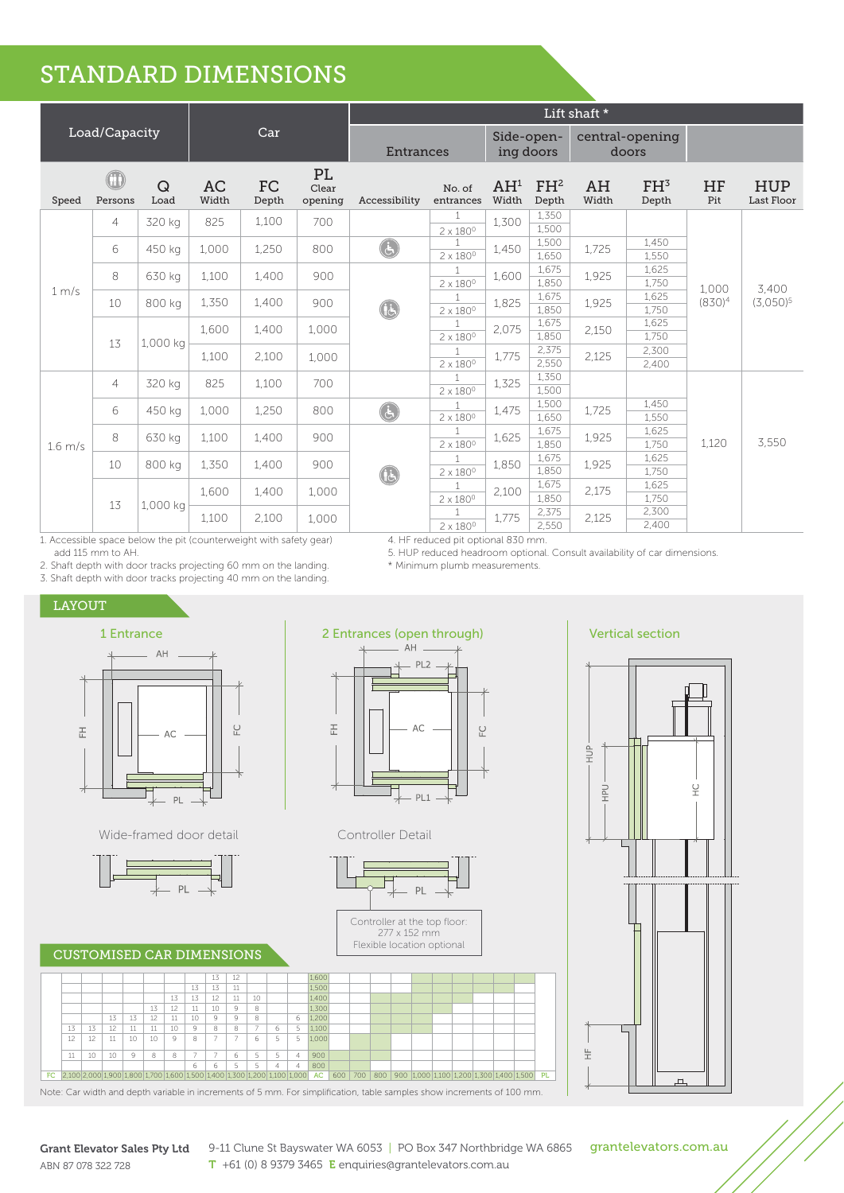# STANDARD DIMENSIONS

| Load/Capacity | | | Car | | | Lift shaft * | | | | | | | |
|---|---|---|---|---|---|---|---|---|---|---|---|---|---|
| | | | | | | Entrances | | Side-opening doors | | central-opening doors | | | |
| Speed | Persons | Q Load | AC Width | FC Depth | PL Clear opening | Accessibility | No. of entrances | AH[1] Width | FH[2] Depth | AH Width | FH[3] Depth | HF Pit | HUP Last Floor |
| 1 m/s | 4 | 320 kg | 825 | 1,100 | 700 | | 1 / 2 x 180° | 1,300 | 1,350 / 1,500 | | | 1,000 (830)[4] | 3,400 (3,050)[5] |
| | 6 | 450 kg | 1,000 | 1,250 | 800 | | 1 / 2 x 180° | 1,450 | 1,500 / 1,650 | 1,725 | 1,450 / 1,550 | | |
| | 8 | 630 kg | 1,100 | 1,400 | 900 | | 1 / 2 x 180° | 1,600 | 1,675 / 1,850 | 1,925 | 1,625 / 1,750 | | |
| | 10 | 800 kg | 1,350 | 1,400 | 900 | | 1 / 2 x 180° | 1,825 | 1,675 / 1,850 | 1,925 | 1,625 / 1,750 | | |
| | 13 | 1,000 kg | 1,600 | 1,400 | 1,000 | | 1 / 2 x 180° | 2,075 | 1,675 / 1,850 | 2,150 | 1,625 / 1,750 | | |
| | | | 1,100 | 2,100 | 1,000 | | 1 / 2 x 180° | 1,775 | 2,375 / 2,550 | 2,125 | 2,300 / 2,400 | | |
| 1.6 m/s | 4 | 320 kg | 825 | 1,100 | 700 | | 1 / 2 x 180° | 1,325 | 1,350 / 1,500 | | | 1,120 | 3,550 |
| | 6 | 450 kg | 1,000 | 1,250 | 800 | | 1 / 2 x 180° | 1,475 | 1,500 / 1,650 | 1,725 | 1,450 / 1,550 | | |
| | 8 | 630 kg | 1,100 | 1,400 | 900 | | 1 / 2 x 180° | 1,625 | 1,675 / 1,850 | 1,925 | 1,625 / 1,750 | | |
| | 10 | 800 kg | 1,350 | 1,400 | 900 | | 1 / 2 x 180° | 1,850 | 1,675 / 1,850 | 1,925 | 1,625 / 1,750 | | |
| | 13 | 1,000 kg | 1,600 | 1,400 | 1,000 | | 1 / 2 x 180° | 2,100 | 1,675 / 1,850 | 2,175 | 1,625 / 1,750 | | |
| | | | 1,100 | 2,100 | 1,000 | | 1 / 2 x 180° | 1,775 | 2,375 / 2,550 | 2,125 | 2,300 / 2,400 | | |

1. Accessible space below the pit (counterweight with safety gear) add 115 mm to AH.
2. Shaft depth with door tracks projecting 60 mm on the landing.
3. Shaft depth with door tracks projecting 40 mm on the landing.
4. HF reduced pit optional 830 mm.
5. HUP reduced headroom optional. Consult availability of car dimensions.

\* Minimum plumb measurements.

## LAYOUT

**1 Entrance**

AH, FH, AC, FC, PL

**2 Entrances (open through)**

AH, PL2, FH, AC, FC, PL1

**Vertical section**

HUP, HPU, HC, HF

**Wide-framed door detail**

PL

**Controller Detail**

PL

Controller at the top floor:
277 x 152 mm
Flexible location optional

## CUSTOMISED CAR DIMENSIONS

| | | | | | | | | | | | | |
|---|---|---|---|---|---|---|---|---|---|---|---|---|
| | | | | | | | 13 | 12 | | | | 1,600 |
| | | | | | | 13 | 13 | 11 | | | | 1,500 |
| | | | | | 13 | 13 | 12 | 11 | 10 | | | 1,400 |
| | | | | 13 | 12 | 11 | 10 | 9 | 8 | | | 1,300 |
| | | 13 | 13 | 12 | 11 | 10 | 9 | 9 | 8 | | 6 | 1,200 |
| | 13 | 13 | 12 | 11 | 11 | 10 | 9 | 8 | 8 | 7 | 6 | 5 | 1,100 |
| | 12 | 12 | 11 | 10 | 10 | 9 | 8 | 7 | 7 | 6 | 5 | 5 | 1,000 |
| | 11 | 10 | 10 | 9 | 8 | 8 | 7 | 7 | 6 | 5 | 5 | 4 | 900 |
| | | | | | | | 6 | 6 | 5 | 5 | 4 | 4 | 800 |
| FC | 2,100 | 2,000 | 1,900 | 1,800 | 1,700 | 1,600 | 1,500 | 1,400 | 1,300 | 1,200 | 1,100 | 1,000 | AC |

AC | 600 | 700 | 800 | 900 | 1,000 | 1,100 | 1,200 | 1,300 | 1,400 | 1,500 | PL

Note: Car width and depth variable in increments of 5 mm. For simplification, table samples show increments of 100 mm.

**Grant Elevator Sales Pty Ltd**
ABN 87 078 322 728

9-11 Clune St Bayswater WA 6053 | PO Box 347 Northbridge WA 6865
**T** +61 (0) 8 9379 3465 **E** enquiries@grantelevators.com.au

grantelevators.com.au